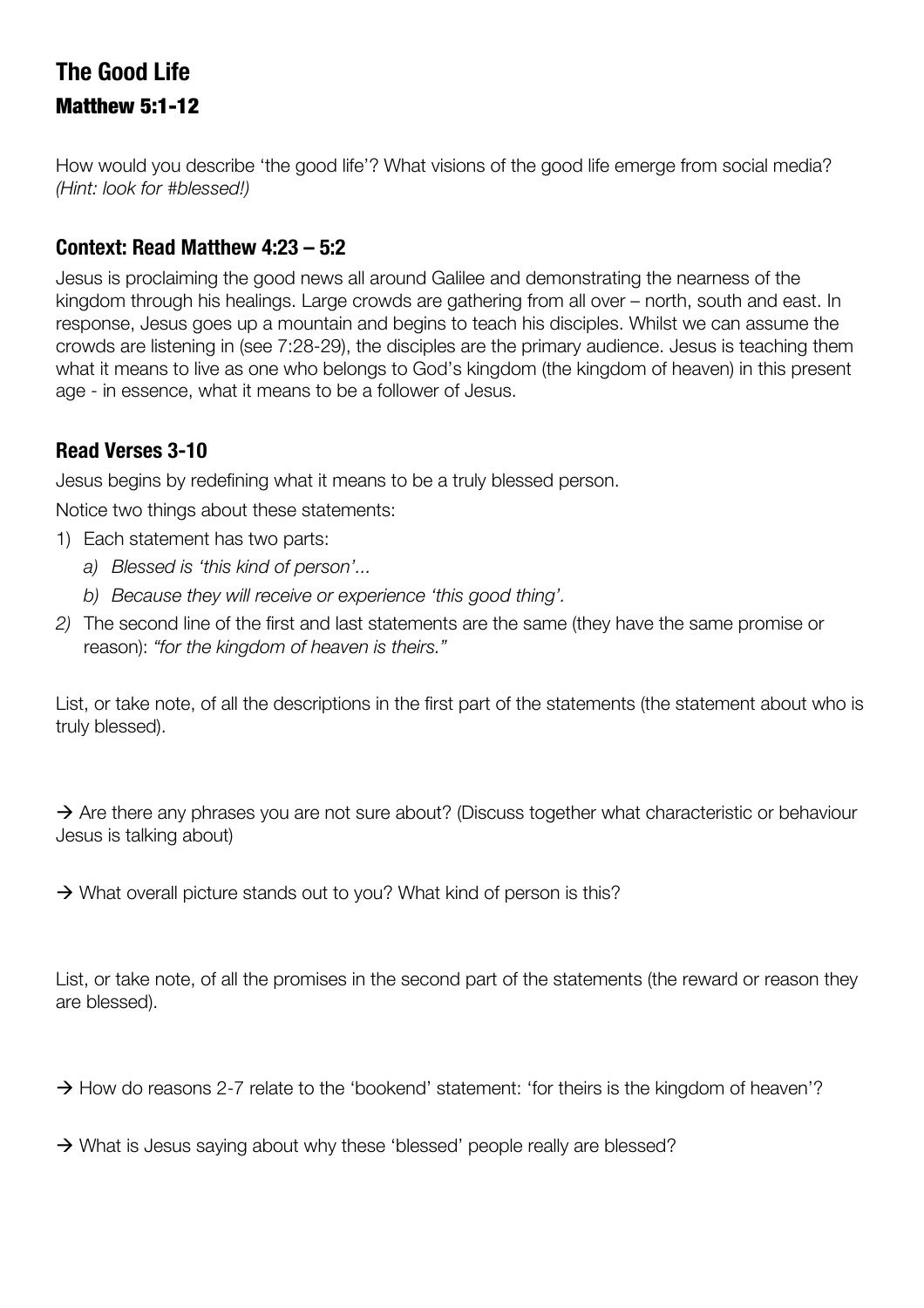# The Good Life

## Matthew 5:1-12

How would you describe 'the good life'? What visions of the good life emerge from social media? *(Hint: look for #blessed!)*

### Context: Read Matthew 4:23 – 5:2

Jesus is proclaiming the good news all around Galilee and demonstrating the nearness of the kingdom through his healings. Large crowds are gathering from all over – north, south and east. In response, Jesus goes up a mountain and begins to teach his disciples. Whilst we can assume the crowds are listening in (see 7:28-29), the disciples are the primary audience. Jesus is teaching them what it means to live as one who belongs to God's kingdom (the kingdom of heaven) in this present age - in essence, what it means to be a follower of Jesus.

### Read Verses 3-10

Jesus begins by redefining what it means to be a truly blessed person.

Notice two things about these statements:

1) Each statement has two parts:
   a) *Blessed is 'this kind of person'...*
   b) *Because they will receive or experience 'this good thing'.*
2) The second line of the first and last statements are the same (they have the same promise or reason): *"for the kingdom of heaven is theirs."*

List, or take note, of all the descriptions in the first part of the statements (the statement about who is truly blessed).

→ Are there any phrases you are not sure about? (Discuss together what characteristic or behaviour Jesus is talking about)

→ What overall picture stands out to you? What kind of person is this?

List, or take note, of all the promises in the second part of the statements (the reward or reason they are blessed).

→ How do reasons 2-7 relate to the 'bookend' statement: 'for theirs is the kingdom of heaven'?

→ What is Jesus saying about why these 'blessed' people really are blessed?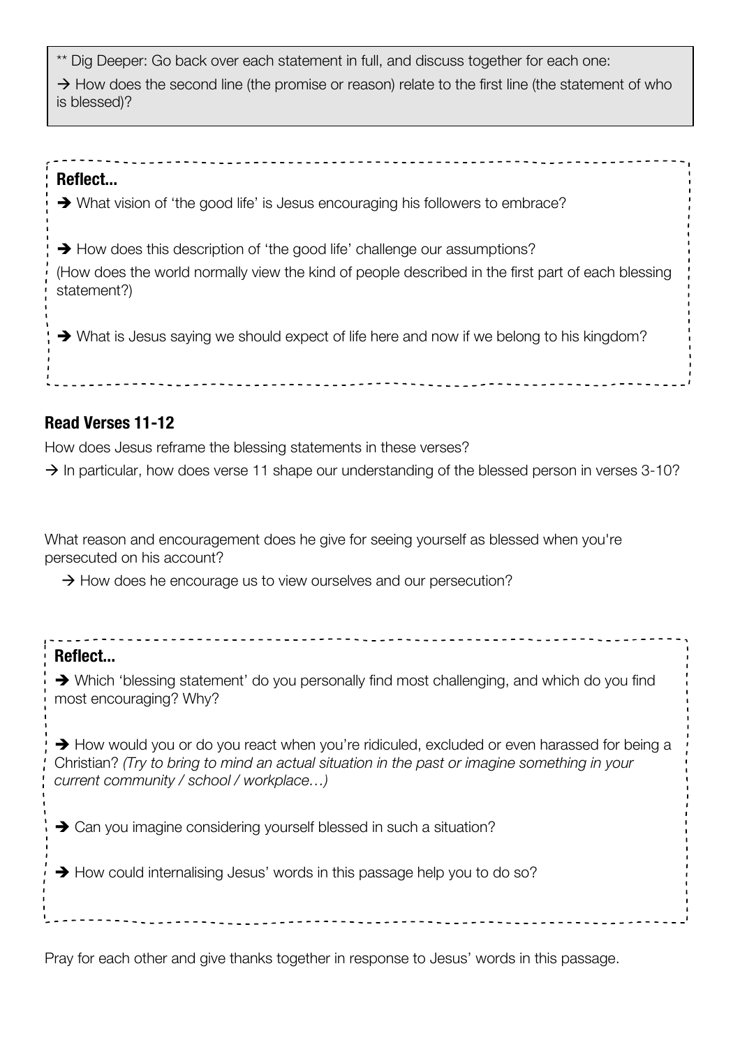** Dig Deeper: Go back over each statement in full, and discuss together for each one:

→ How does the second line (the promise or reason) relate to the first line (the statement of who is blessed)?

**Reflect...**

➔ What vision of 'the good life' is Jesus encouraging his followers to embrace?

➔ How does this description of 'the good life' challenge our assumptions?

(How does the world normally view the kind of people described in the first part of each blessing statement?)

➔ What is Jesus saying we should expect of life here and now if we belong to his kingdom?

### Read Verses 11-12

How does Jesus reframe the blessing statements in these verses?

→ In particular, how does verse 11 shape our understanding of the blessed person in verses 3-10?

What reason and encouragement does he give for seeing yourself as blessed when you're persecuted on his account?

→ How does he encourage us to view ourselves and our persecution?

**Reflect...**

➔ Which 'blessing statement' do you personally find most challenging, and which do you find most encouraging? Why?

➔ How would you or do you react when you're ridiculed, excluded or even harassed for being a Christian? *(Try to bring to mind an actual situation in the past or imagine something in your current community / school / workplace…)*

➔ Can you imagine considering yourself blessed in such a situation?

➔ How could internalising Jesus' words in this passage help you to do so?

Pray for each other and give thanks together in response to Jesus' words in this passage.